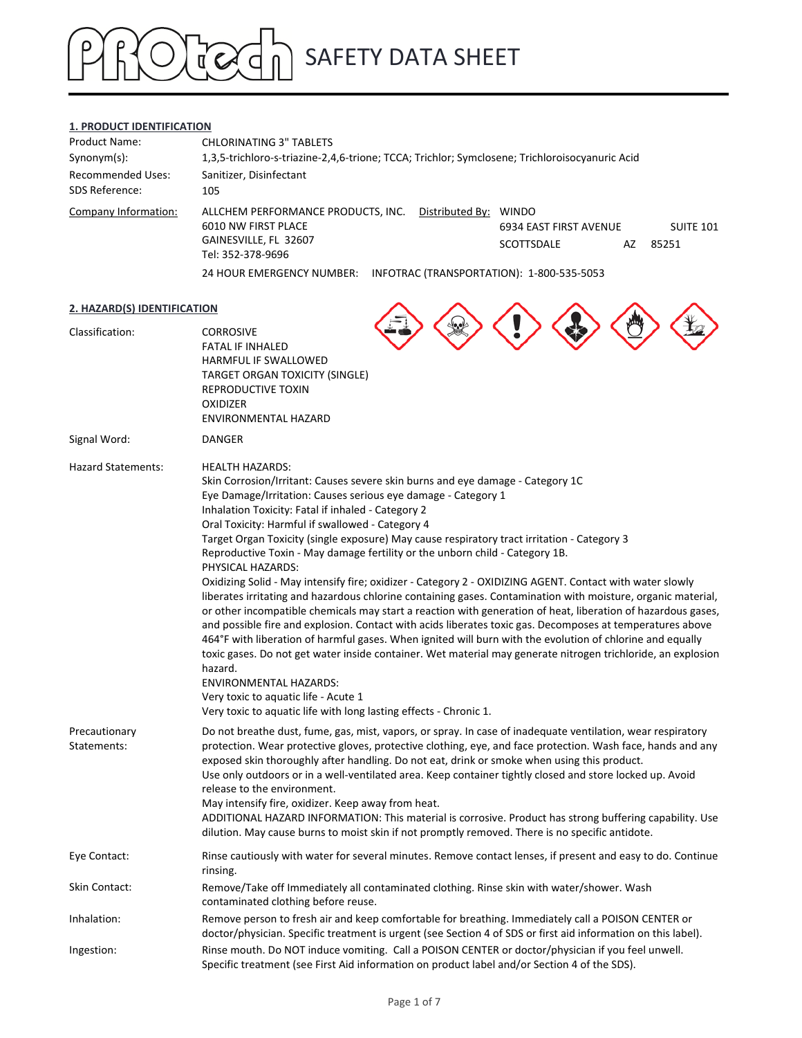# SAFETY DATA SHEET

## 1. PRODUCT IDENTIFICATION

| | |
|---|---|
| Product Name: | CHLORINATING 3" TABLETS |
| Synonym(s): | 1,3,5-trichloro-s-triazine-2,4,6-trione; TCCA; Trichlor; Symclosene; Trichloroisocyanuric Acid |
| Recommended Uses: | Sanitizer, Disinfectant |
| SDS Reference: | 105 |

**Company Information:**

ALLCHEM PERFORMANCE PRODUCTS, INC.
6010 NW FIRST PLACE
GAINESVILLE, FL 32607
Tel: 352-378-9696

**Distributed By:** WINDO
6934 EAST FIRST AVENUE SUITE 101
SCOTTSDALE AZ 85251

24 HOUR EMERGENCY NUMBER: INFOTRAC (TRANSPORTATION): 1-800-535-5053

## 2. HAZARD(S) IDENTIFICATION

**Classification:**

CORROSIVE
FATAL IF INHALED
HARMFUL IF SWALLOWED
TARGET ORGAN TOXICITY (SINGLE)
REPRODUCTIVE TOXIN
OXIDIZER
ENVIRONMENTAL HAZARD

**Signal Word:** DANGER

**Hazard Statements:**

HEALTH HAZARDS:
Skin Corrosion/Irritant: Causes severe skin burns and eye damage - Category 1C
Eye Damage/Irritation: Causes serious eye damage - Category 1
Inhalation Toxicity: Fatal if inhaled - Category 2
Oral Toxicity: Harmful if swallowed - Category 4
Target Organ Toxicity (single exposure) May cause respiratory tract irritation - Category 3
Reproductive Toxin - May damage fertility or the unborn child - Category 1B.
PHYSICAL HAZARDS:
Oxidizing Solid - May intensify fire; oxidizer - Category 2 - OXIDIZING AGENT. Contact with water slowly liberates irritating and hazardous chlorine containing gases. Contamination with moisture, organic material, or other incompatible chemicals may start a reaction with generation of heat, liberation of hazardous gases, and possible fire and explosion. Contact with acids liberates toxic gas. Decomposes at temperatures above 464°F with liberation of harmful gases. When ignited will burn with the evolution of chlorine and equally toxic gases. Do not get water inside container. Wet material may generate nitrogen trichloride, an explosion hazard.
ENVIRONMENTAL HAZARDS:
Very toxic to aquatic life - Acute 1
Very toxic to aquatic life with long lasting effects - Chronic 1.

**Precautionary Statements:**

Do not breathe dust, fume, gas, mist, vapors, or spray. In case of inadequate ventilation, wear respiratory protection. Wear protective gloves, protective clothing, eye, and face protection. Wash face, hands and any exposed skin thoroughly after handling. Do not eat, drink or smoke when using this product.
Use only outdoors or in a well-ventilated area. Keep container tightly closed and store locked up. Avoid release to the environment.
May intensify fire, oxidizer. Keep away from heat.
ADDITIONAL HAZARD INFORMATION: This material is corrosive. Product has strong buffering capability. Use dilution. May cause burns to moist skin if not promptly removed. There is no specific antidote.

**Eye Contact:** Rinse cautiously with water for several minutes. Remove contact lenses, if present and easy to do. Continue rinsing.

**Skin Contact:** Remove/Take off Immediately all contaminated clothing. Rinse skin with water/shower. Wash contaminated clothing before reuse.

**Inhalation:** Remove person to fresh air and keep comfortable for breathing. Immediately call a POISON CENTER or doctor/physician. Specific treatment is urgent (see Section 4 of SDS or first aid information on this label).

**Ingestion:** Rinse mouth. Do NOT induce vomiting. Call a POISON CENTER or doctor/physician if you feel unwell. Specific treatment (see First Aid information on product label and/or Section 4 of the SDS).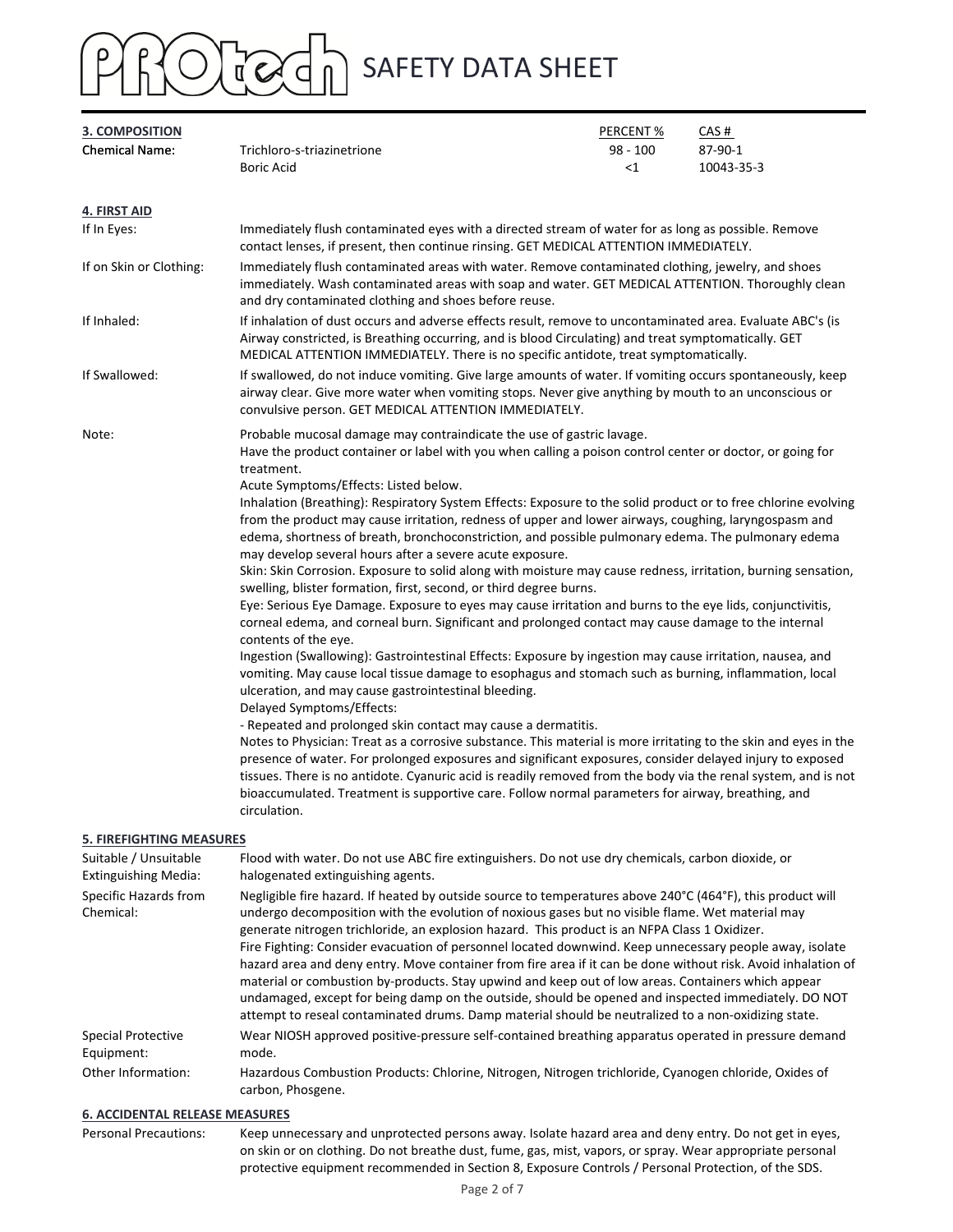## 3. COMPOSITION

| Chemical Name: | | PERCENT % | CAS # |
|---|---|---|---|
| | Trichloro-s-triazinetrione | 98 - 100 | 87-90-1 |
| | Boric Acid | <1 | 10043-35-3 |

## 4. FIRST AID

**If In Eyes:** Immediately flush contaminated eyes with a directed stream of water for as long as possible. Remove contact lenses, if present, then continue rinsing. GET MEDICAL ATTENTION IMMEDIATELY.

**If on Skin or Clothing:** Immediately flush contaminated areas with water. Remove contaminated clothing, jewelry, and shoes immediately. Wash contaminated areas with soap and water. GET MEDICAL ATTENTION. Thoroughly clean and dry contaminated clothing and shoes before reuse.

**If Inhaled:** If inhalation of dust occurs and adverse effects result, remove to uncontaminated area. Evaluate ABC's (is Airway constricted, is Breathing occurring, and is blood Circulating) and treat symptomatically. GET MEDICAL ATTENTION IMMEDIATELY. There is no specific antidote, treat symptomatically.

**If Swallowed:** If swallowed, do not induce vomiting. Give large amounts of water. If vomiting occurs spontaneously, keep airway clear. Give more water when vomiting stops. Never give anything by mouth to an unconscious or convulsive person. GET MEDICAL ATTENTION IMMEDIATELY.

**Note:** Probable mucosal damage may contraindicate the use of gastric lavage.
Have the product container or label with you when calling a poison control center or doctor, or going for treatment.
Acute Symptoms/Effects: Listed below.
Inhalation (Breathing): Respiratory System Effects: Exposure to the solid product or to free chlorine evolving from the product may cause irritation, redness of upper and lower airways, coughing, laryngospasm and edema, shortness of breath, bronchoconstriction, and possible pulmonary edema. The pulmonary edema may develop several hours after a severe acute exposure.
Skin: Skin Corrosion. Exposure to solid along with moisture may cause redness, irritation, burning sensation, swelling, blister formation, first, second, or third degree burns.
Eye: Serious Eye Damage. Exposure to eyes may cause irritation and burns to the eye lids, conjunctivitis, corneal edema, and corneal burn. Significant and prolonged contact may cause damage to the internal contents of the eye.
Ingestion (Swallowing): Gastrointestinal Effects: Exposure by ingestion may cause irritation, nausea, and vomiting. May cause local tissue damage to esophagus and stomach such as burning, inflammation, local ulceration, and may cause gastrointestinal bleeding.
Delayed Symptoms/Effects:
- Repeated and prolonged skin contact may cause a dermatitis.

Notes to Physician: Treat as a corrosive substance. This material is more irritating to the skin and eyes in the presence of water. For prolonged exposures and significant exposures, consider delayed injury to exposed tissues. There is no antidote. Cyanuric acid is readily removed from the body via the renal system, and is not bioaccumulated. Treatment is supportive care. Follow normal parameters for airway, breathing, and circulation.

## 5. FIREFIGHTING MEASURES

**Suitable / Unsuitable Extinguishing Media:** Flood with water. Do not use ABC fire extinguishers. Do not use dry chemicals, carbon dioxide, or halogenated extinguishing agents.

**Specific Hazards from Chemical:** Negligible fire hazard. If heated by outside source to temperatures above 240°C (464°F), this product will undergo decomposition with the evolution of noxious gases but no visible flame. Wet material may generate nitrogen trichloride, an explosion hazard. This product is an NFPA Class 1 Oxidizer.
Fire Fighting: Consider evacuation of personnel located downwind. Keep unnecessary people away, isolate hazard area and deny entry. Move container from fire area if it can be done without risk. Avoid inhalation of material or combustion by-products. Stay upwind and keep out of low areas. Containers which appear undamaged, except for being damp on the outside, should be opened and inspected immediately. DO NOT attempt to reseal contaminated drums. Damp material should be neutralized to a non-oxidizing state.

**Special Protective Equipment:** Wear NIOSH approved positive-pressure self-contained breathing apparatus operated in pressure demand mode.

**Other Information:** Hazardous Combustion Products: Chlorine, Nitrogen, Nitrogen trichloride, Cyanogen chloride, Oxides of carbon, Phosgene.

## 6. ACCIDENTAL RELEASE MEASURES

**Personal Precautions:** Keep unnecessary and unprotected persons away. Isolate hazard area and deny entry. Do not get in eyes, on skin or on clothing. Do not breathe dust, fume, gas, mist, vapors, or spray. Wear appropriate personal protective equipment recommended in Section 8, Exposure Controls / Personal Protection, of the SDS.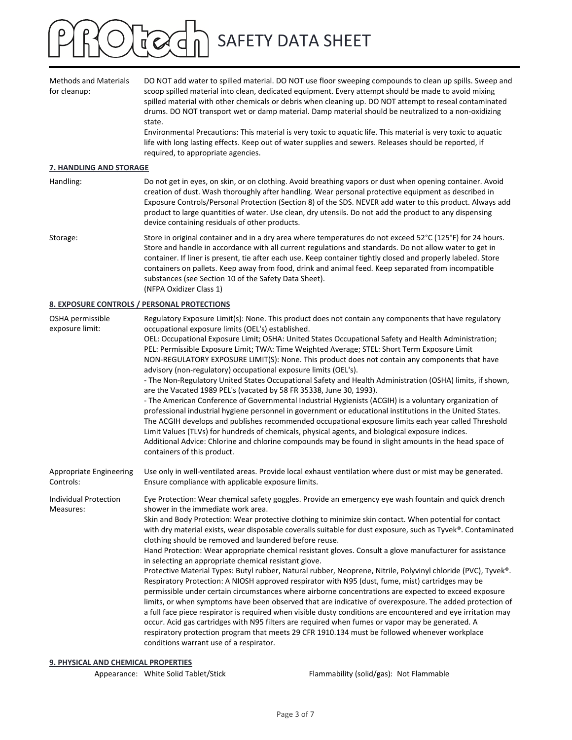| | |
|---|---|
| Methods and Materials for cleanup: | DO NOT add water to spilled material. DO NOT use floor sweeping compounds to clean up spills. Sweep and scoop spilled material into clean, dedicated equipment. Every attempt should be made to avoid mixing spilled material with other chemicals or debris when cleaning up. DO NOT attempt to reseal contaminated drums. DO NOT transport wet or damp material. Damp material should be neutralized to a non-oxidizing state.<br>Environmental Precautions: This material is very toxic to aquatic life. This material is very toxic to aquatic life with long lasting effects. Keep out of water supplies and sewers. Releases should be reported, if required, to appropriate agencies. |

## 7. HANDLING AND STORAGE

| | |
|---|---|
| Handling: | Do not get in eyes, on skin, or on clothing. Avoid breathing vapors or dust when opening container. Avoid creation of dust. Wash thoroughly after handling. Wear personal protective equipment as described in Exposure Controls/Personal Protection (Section 8) of the SDS. NEVER add water to this product. Always add product to large quantities of water. Use clean, dry utensils. Do not add the product to any dispensing device containing residuals of other products. |
| Storage: | Store in original container and in a dry area where temperatures do not exceed 52°C (125°F) for 24 hours. Store and handle in accordance with all current regulations and standards. Do not allow water to get in container. If liner is present, tie after each use. Keep container tightly closed and properly labeled. Store containers on pallets. Keep away from food, drink and animal feed. Keep separated from incompatible substances (see Section 10 of the Safety Data Sheet).<br>(NFPA Oxidizer Class 1) |

## 8. EXPOSURE CONTROLS / PERSONAL PROTECTIONS

| | |
|---|---|
| OSHA permissible exposure limit: | Regulatory Exposure Limit(s): None. This product does not contain any components that have regulatory occupational exposure limits (OEL's) established.<br>OEL: Occupational Exposure Limit; OSHA: United States Occupational Safety and Health Administration; PEL: Permissible Exposure Limit; TWA: Time Weighted Average; STEL: Short Term Exposure Limit<br>NON-REGULATORY EXPOSURE LIMIT(S): None. This product does not contain any components that have advisory (non-regulatory) occupational exposure limits (OEL's).<br>- The Non-Regulatory United States Occupational Safety and Health Administration (OSHA) limits, if shown, are the Vacated 1989 PEL's (vacated by 58 FR 35338, June 30, 1993).<br>- The American Conference of Governmental Industrial Hygienists (ACGIH) is a voluntary organization of professional industrial hygiene personnel in government or educational institutions in the United States. The ACGIH develops and publishes recommended occupational exposure limits each year called Threshold Limit Values (TLVs) for hundreds of chemicals, physical agents, and biological exposure indices.<br>Additional Advice: Chlorine and chlorine compounds may be found in slight amounts in the head space of containers of this product. |
| Appropriate Engineering Controls: | Use only in well-ventilated areas. Provide local exhaust ventilation where dust or mist may be generated. Ensure compliance with applicable exposure limits. |
| Individual Protection Measures: | Eye Protection: Wear chemical safety goggles. Provide an emergency eye wash fountain and quick drench shower in the immediate work area.<br>Skin and Body Protection: Wear protective clothing to minimize skin contact. When potential for contact with dry material exists, wear disposable coveralls suitable for dust exposure, such as Tyvek®. Contaminated clothing should be removed and laundered before reuse.<br>Hand Protection: Wear appropriate chemical resistant gloves. Consult a glove manufacturer for assistance in selecting an appropriate chemical resistant glove.<br>Protective Material Types: Butyl rubber, Natural rubber, Neoprene, Nitrile, Polyvinyl chloride (PVC), Tyvek®.<br>Respiratory Protection: A NIOSH approved respirator with N95 (dust, fume, mist) cartridges may be permissible under certain circumstances where airborne concentrations are expected to exceed exposure limits, or when symptoms have been observed that are indicative of overexposure. The added protection of a full face piece respirator is required when visible dusty conditions are encountered and eye irritation may occur. Acid gas cartridges with N95 filters are required when fumes or vapor may be generated. A respiratory protection program that meets 29 CFR 1910.134 must be followed whenever workplace conditions warrant use of a respirator. |

## 9. PHYSICAL AND CHEMICAL PROPERTIES

Appearance: White Solid Tablet/Stick

Flammability (solid/gas): Not Flammable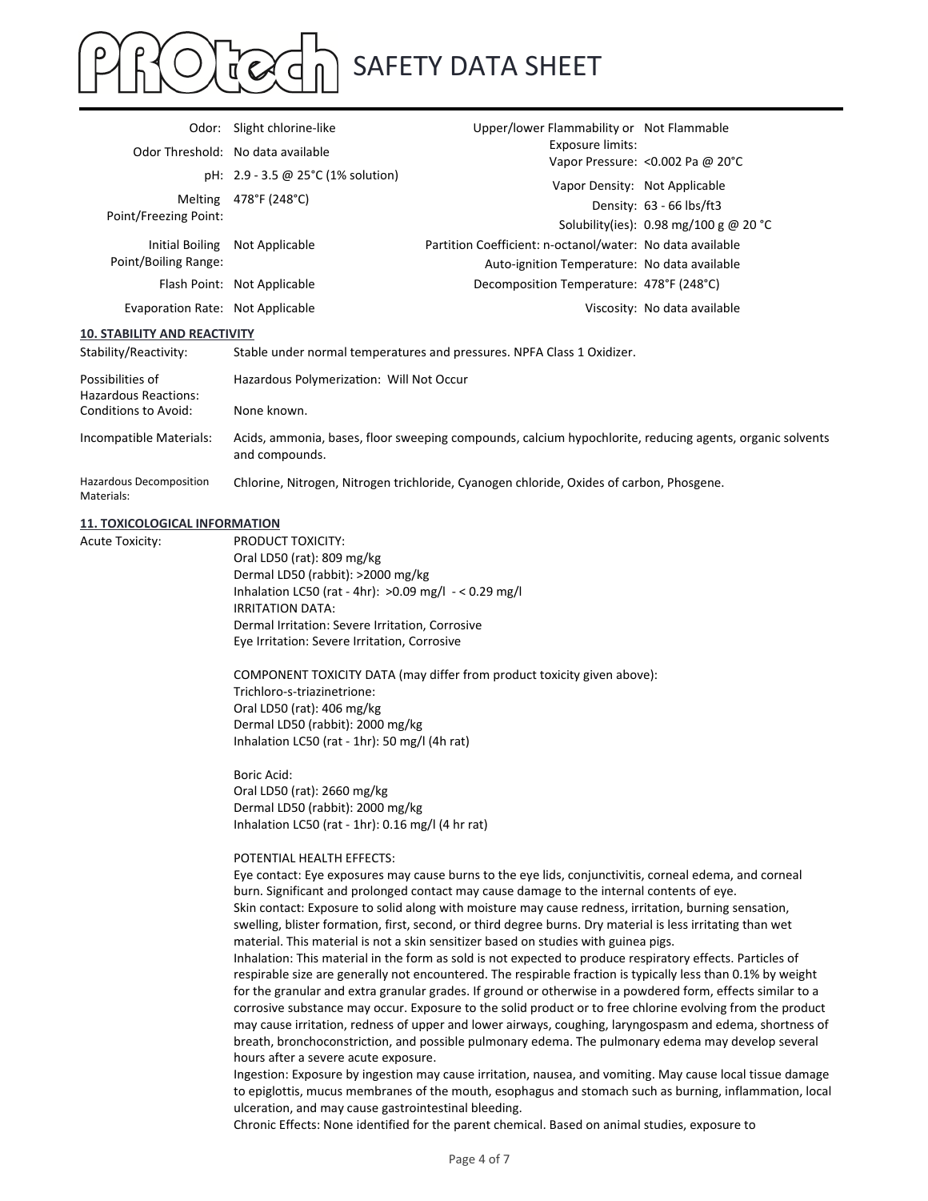| Property | Value | Property | Value |
|---|---|---|---|
| Odor: | Slight chlorine-like | Upper/lower Flammability or Exposure limits: | Not Flammable |
| Odor Threshold: | No data available | Vapor Pressure: | <0.002 Pa @ 20°C |
| pH: | 2.9 - 3.5 @ 25°C (1% solution) | Vapor Density: | Not Applicable |
| Melting Point/Freezing Point: | 478°F (248°C) | Density: | 63 - 66 lbs/ft3 |
| | | Solubility(ies): | 0.98 mg/100 g @ 20 °C |
| Initial Boiling Point/Boiling Range: | Not Applicable | Partition Coefficient: n-octanol/water: | No data available |
| | | Auto-ignition Temperature: | No data available |
| Flash Point: | Not Applicable | Decomposition Temperature: | 478°F (248°C) |
| Evaporation Rate: | Not Applicable | Viscosity: | No data available |

## 10. STABILITY AND REACTIVITY

| | |
|---|---|
| Stability/Reactivity: | Stable under normal temperatures and pressures. NPFA Class 1 Oxidizer. |
| Possibilities of Hazardous Reactions: | Hazardous Polymerization: Will Not Occur |
| Conditions to Avoid: | None known. |
| Incompatible Materials: | Acids, ammonia, bases, floor sweeping compounds, calcium hypochlorite, reducing agents, organic solvents and compounds. |
| Hazardous Decomposition Materials: | Chlorine, Nitrogen, Nitrogen trichloride, Cyanogen chloride, Oxides of carbon, Phosgene. |

## 11. TOXICOLOGICAL INFORMATION

Acute Toxicity:

PRODUCT TOXICITY:
Oral LD50 (rat): 809 mg/kg
Dermal LD50 (rabbit): >2000 mg/kg
Inhalation LC50 (rat - 4hr): >0.09 mg/l - < 0.29 mg/l
IRRITATION DATA:
Dermal Irritation: Severe Irritation, Corrosive
Eye Irritation: Severe Irritation, Corrosive

COMPONENT TOXICITY DATA (may differ from product toxicity given above):
Trichloro-s-triazinetrione:
Oral LD50 (rat): 406 mg/kg
Dermal LD50 (rabbit): 2000 mg/kg
Inhalation LC50 (rat - 1hr): 50 mg/l (4h rat)

Boric Acid:
Oral LD50 (rat): 2660 mg/kg
Dermal LD50 (rabbit): 2000 mg/kg
Inhalation LC50 (rat - 1hr): 0.16 mg/l (4 hr rat)

POTENTIAL HEALTH EFFECTS:
Eye contact: Eye exposures may cause burns to the eye lids, conjunctivitis, corneal edema, and corneal burn. Significant and prolonged contact may cause damage to the internal contents of eye.
Skin contact: Exposure to solid along with moisture may cause redness, irritation, burning sensation, swelling, blister formation, first, second, or third degree burns. Dry material is less irritating than wet material. This material is not a skin sensitizer based on studies with guinea pigs.
Inhalation: This material in the form as sold is not expected to produce respiratory effects. Particles of respirable size are generally not encountered. The respirable fraction is typically less than 0.1% by weight for the granular and extra granular grades. If ground or otherwise in a powdered form, effects similar to a corrosive substance may occur. Exposure to the solid product or to free chlorine evolving from the product may cause irritation, redness of upper and lower airways, coughing, laryngospasm and edema, shortness of breath, bronchoconstriction, and possible pulmonary edema. The pulmonary edema may develop several hours after a severe acute exposure.
Ingestion: Exposure by ingestion may cause irritation, nausea, and vomiting. May cause local tissue damage to epiglottis, mucus membranes of the mouth, esophagus and stomach such as burning, inflammation, local ulceration, and may cause gastrointestinal bleeding.
Chronic Effects: None identified for the parent chemical. Based on animal studies, exposure to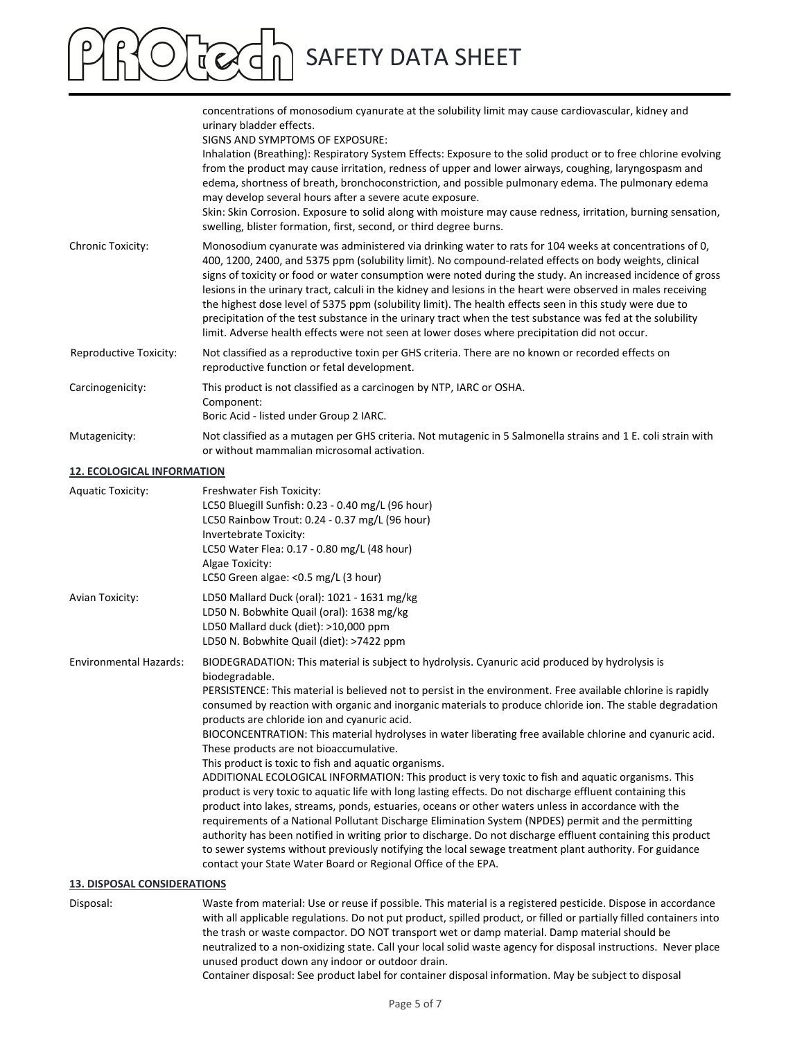| | |
|---|---|
| | concentrations of monosodium cyanurate at the solubility limit may cause cardiovascular, kidney and urinary bladder effects.<br>SIGNS AND SYMPTOMS OF EXPOSURE:<br>Inhalation (Breathing): Respiratory System Effects: Exposure to the solid product or to free chlorine evolving from the product may cause irritation, redness of upper and lower airways, coughing, laryngospasm and edema, shortness of breath, bronchoconstriction, and possible pulmonary edema. The pulmonary edema may develop several hours after a severe acute exposure.<br>Skin: Skin Corrosion. Exposure to solid along with moisture may cause redness, irritation, burning sensation, swelling, blister formation, first, second, or third degree burns. |
| Chronic Toxicity: | Monosodium cyanurate was administered via drinking water to rats for 104 weeks at concentrations of 0, 400, 1200, 2400, and 5375 ppm (solubility limit). No compound-related effects on body weights, clinical signs of toxicity or food or water consumption were noted during the study. An increased incidence of gross lesions in the urinary tract, calculi in the kidney and lesions in the heart were observed in males receiving the highest dose level of 5375 ppm (solubility limit). The health effects seen in this study were due to precipitation of the test substance in the urinary tract when the test substance was fed at the solubility limit. Adverse health effects were not seen at lower doses where precipitation did not occur. |
| Reproductive Toxicity: | Not classified as a reproductive toxin per GHS criteria. There are no known or recorded effects on reproductive function or fetal development. |
| Carcinogenicity: | This product is not classified as a carcinogen by NTP, IARC or OSHA.<br>Component:<br>Boric Acid - listed under Group 2 IARC. |
| Mutagenicity: | Not classified as a mutagen per GHS criteria. Not mutagenic in 5 Salmonella strains and 1 E. coli strain with or without mammalian microsomal activation. |

## 12. ECOLOGICAL INFORMATION

| | |
|---|---|
| Aquatic Toxicity: | Freshwater Fish Toxicity:<br>LC50 Bluegill Sunfish: 0.23 - 0.40 mg/L (96 hour)<br>LC50 Rainbow Trout: 0.24 - 0.37 mg/L (96 hour)<br>Invertebrate Toxicity:<br>LC50 Water Flea: 0.17 - 0.80 mg/L (48 hour)<br>Algae Toxicity:<br>LC50 Green algae: <0.5 mg/L (3 hour) |
| Avian Toxicity: | LD50 Mallard Duck (oral): 1021 - 1631 mg/kg<br>LD50 N. Bobwhite Quail (oral): 1638 mg/kg<br>LD50 Mallard duck (diet): >10,000 ppm<br>LD50 N. Bobwhite Quail (diet): >7422 ppm |
| Environmental Hazards: | BIODEGRADATION: This material is subject to hydrolysis. Cyanuric acid produced by hydrolysis is biodegradable.<br>PERSISTENCE: This material is believed not to persist in the environment. Free available chlorine is rapidly consumed by reaction with organic and inorganic materials to produce chloride ion. The stable degradation products are chloride ion and cyanuric acid.<br>BIOCONCENTRATION: This material hydrolyses in water liberating free available chlorine and cyanuric acid. These products are not bioaccumulative.<br>This product is toxic to fish and aquatic organisms.<br>ADDITIONAL ECOLOGICAL INFORMATION: This product is very toxic to fish and aquatic organisms. This product is very toxic to aquatic life with long lasting effects. Do not discharge effluent containing this product into lakes, streams, ponds, estuaries, oceans or other waters unless in accordance with the requirements of a National Pollutant Discharge Elimination System (NPDES) permit and the permitting authority has been notified in writing prior to discharge. Do not discharge effluent containing this product to sewer systems without previously notifying the local sewage treatment plant authority. For guidance contact your State Water Board or Regional Office of the EPA. |

## 13. DISPOSAL CONSIDERATIONS

| | |
|---|---|
| Disposal: | Waste from material: Use or reuse if possible. This material is a registered pesticide. Dispose in accordance with all applicable regulations. Do not put product, spilled product, or filled or partially filled containers into the trash or waste compactor. DO NOT transport wet or damp material. Damp material should be neutralized to a non-oxidizing state. Call your local solid waste agency for disposal instructions. Never place unused product down any indoor or outdoor drain.<br>Container disposal: See product label for container disposal information. May be subject to disposal |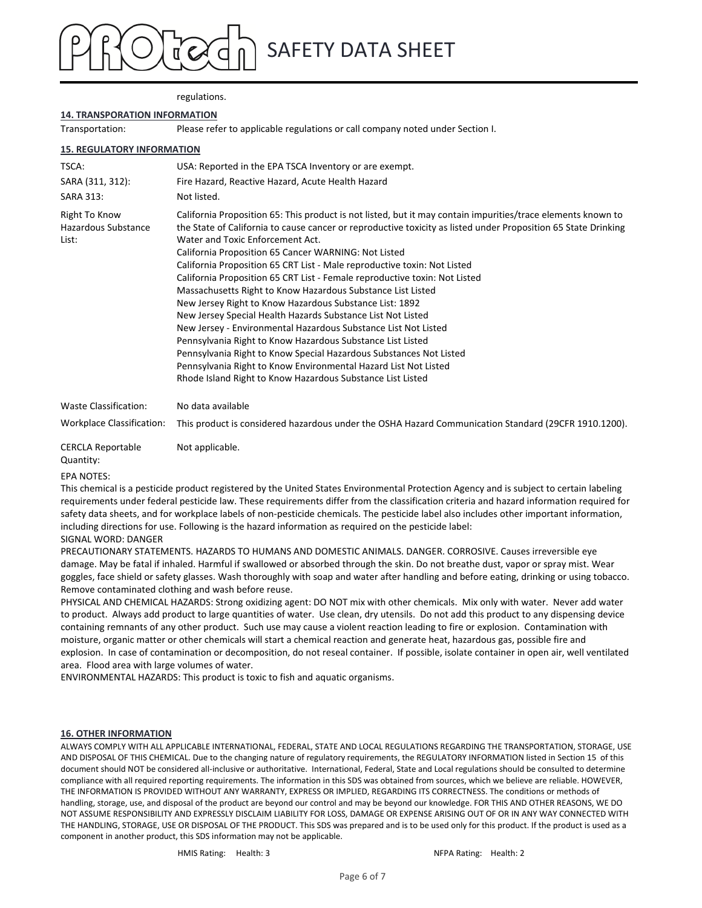regulations.

## 14. TRANSPORATION INFORMATION

| | |
|---|---|
| Transportation: | Please refer to applicable regulations or call company noted under Section I. |

## 15. REGULATORY INFORMATION

| | |
|---|---|
| TSCA: | USA: Reported in the EPA TSCA Inventory or are exempt. |
| SARA (311, 312): | Fire Hazard, Reactive Hazard, Acute Health Hazard |
| SARA 313: | Not listed. |
| Right To Know Hazardous Substance List: | California Proposition 65: This product is not listed, but it may contain impurities/trace elements known to the State of California to cause cancer or reproductive toxicity as listed under Proposition 65 State Drinking Water and Toxic Enforcement Act.<br>California Proposition 65 Cancer WARNING: Not Listed<br>California Proposition 65 CRT List - Male reproductive toxin: Not Listed<br>California Proposition 65 CRT List - Female reproductive toxin: Not Listed<br>Massachusetts Right to Know Hazardous Substance List Listed<br>New Jersey Right to Know Hazardous Substance List: 1892<br>New Jersey Special Health Hazards Substance List Not Listed<br>New Jersey - Environmental Hazardous Substance List Not Listed<br>Pennsylvania Right to Know Hazardous Substance List Listed<br>Pennsylvania Right to Know Special Hazardous Substances Not Listed<br>Pennsylvania Right to Know Environmental Hazard List Not Listed<br>Rhode Island Right to Know Hazardous Substance List Listed |
| Waste Classification: | No data available |
| Workplace Classification: | This product is considered hazardous under the OSHA Hazard Communication Standard (29CFR 1910.1200). |
| CERCLA Reportable Quantity: | Not applicable. |

EPA NOTES:

This chemical is a pesticide product registered by the United States Environmental Protection Agency and is subject to certain labeling requirements under federal pesticide law. These requirements differ from the classification criteria and hazard information required for safety data sheets, and for workplace labels of non-pesticide chemicals. The pesticide label also includes other important information, including directions for use. Following is the hazard information as required on the pesticide label:

SIGNAL WORD: DANGER

PRECAUTIONARY STATEMENTS. HAZARDS TO HUMANS AND DOMESTIC ANIMALS. DANGER. CORROSIVE. Causes irreversible eye damage. May be fatal if inhaled. Harmful if swallowed or absorbed through the skin. Do not breathe dust, vapor or spray mist. Wear goggles, face shield or safety glasses. Wash thoroughly with soap and water after handling and before eating, drinking or using tobacco. Remove contaminated clothing and wash before reuse.

PHYSICAL AND CHEMICAL HAZARDS: Strong oxidizing agent: DO NOT mix with other chemicals. Mix only with water. Never add water to product. Always add product to large quantities of water. Use clean, dry utensils. Do not add this product to any dispensing device containing remnants of any other product. Such use may cause a violent reaction leading to fire or explosion. Contamination with moisture, organic matter or other chemicals will start a chemical reaction and generate heat, hazardous gas, possible fire and explosion. In case of contamination or decomposition, do not reseal container. If possible, isolate container in open air, well ventilated area. Flood area with large volumes of water.

ENVIRONMENTAL HAZARDS: This product is toxic to fish and aquatic organisms.

## 16. OTHER INFORMATION

ALWAYS COMPLY WITH ALL APPLICABLE INTERNATIONAL, FEDERAL, STATE AND LOCAL REGULATIONS REGARDING THE TRANSPORTATION, STORAGE, USE AND DISPOSAL OF THIS CHEMICAL. Due to the changing nature of regulatory requirements, the REGULATORY INFORMATION listed in Section 15 of this document should NOT be considered all-inclusive or authoritative. International, Federal, State and Local regulations should be consulted to determine compliance with all required reporting requirements. The information in this SDS was obtained from sources, which we believe are reliable. HOWEVER, THE INFORMATION IS PROVIDED WITHOUT ANY WARRANTY, EXPRESS OR IMPLIED, REGARDING ITS CORRECTNESS. The conditions or methods of handling, storage, use, and disposal of the product are beyond our control and may be beyond our knowledge. FOR THIS AND OTHER REASONS, WE DO NOT ASSUME RESPONSIBILITY AND EXPRESSLY DISCLAIM LIABILITY FOR LOSS, DAMAGE OR EXPENSE ARISING OUT OF OR IN ANY WAY CONNECTED WITH THE HANDLING, STORAGE, USE OR DISPOSAL OF THE PRODUCT. This SDS was prepared and is to be used only for this product. If the product is used as a component in another product, this SDS information may not be applicable.

HMIS Rating: Health: 3

NFPA Rating: Health: 2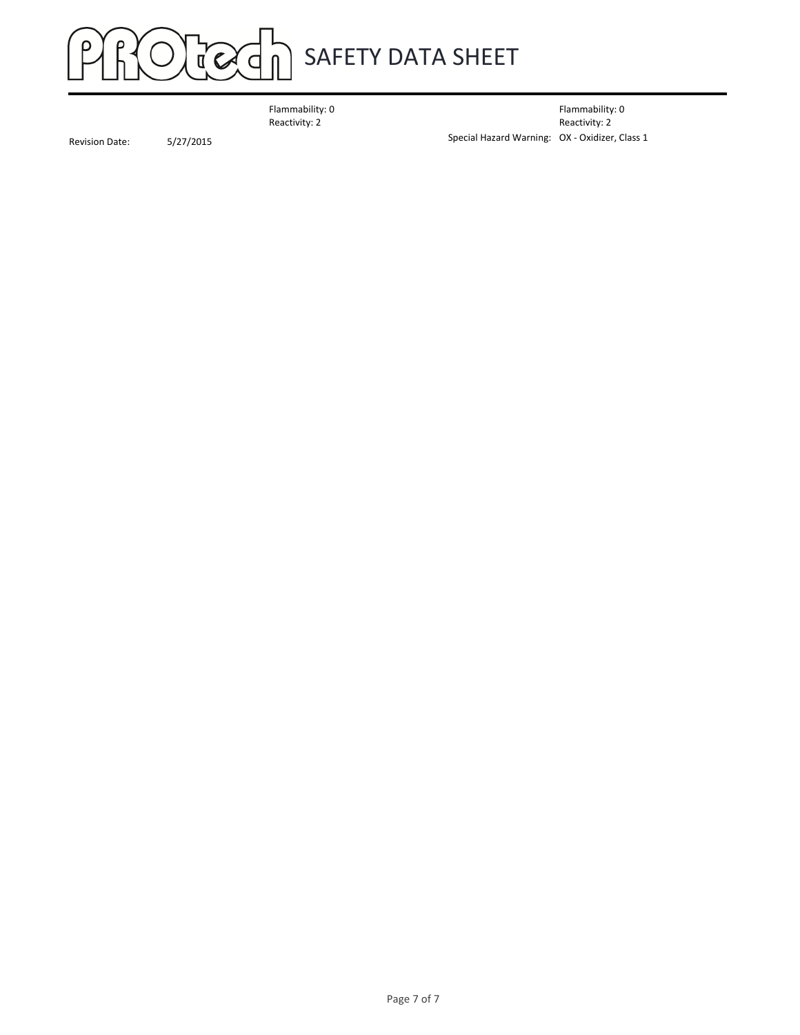Flammability: 0
Reactivity: 2

Flammability: 0
Reactivity: 2

Special Hazard Warning: OX - Oxidizer, Class 1